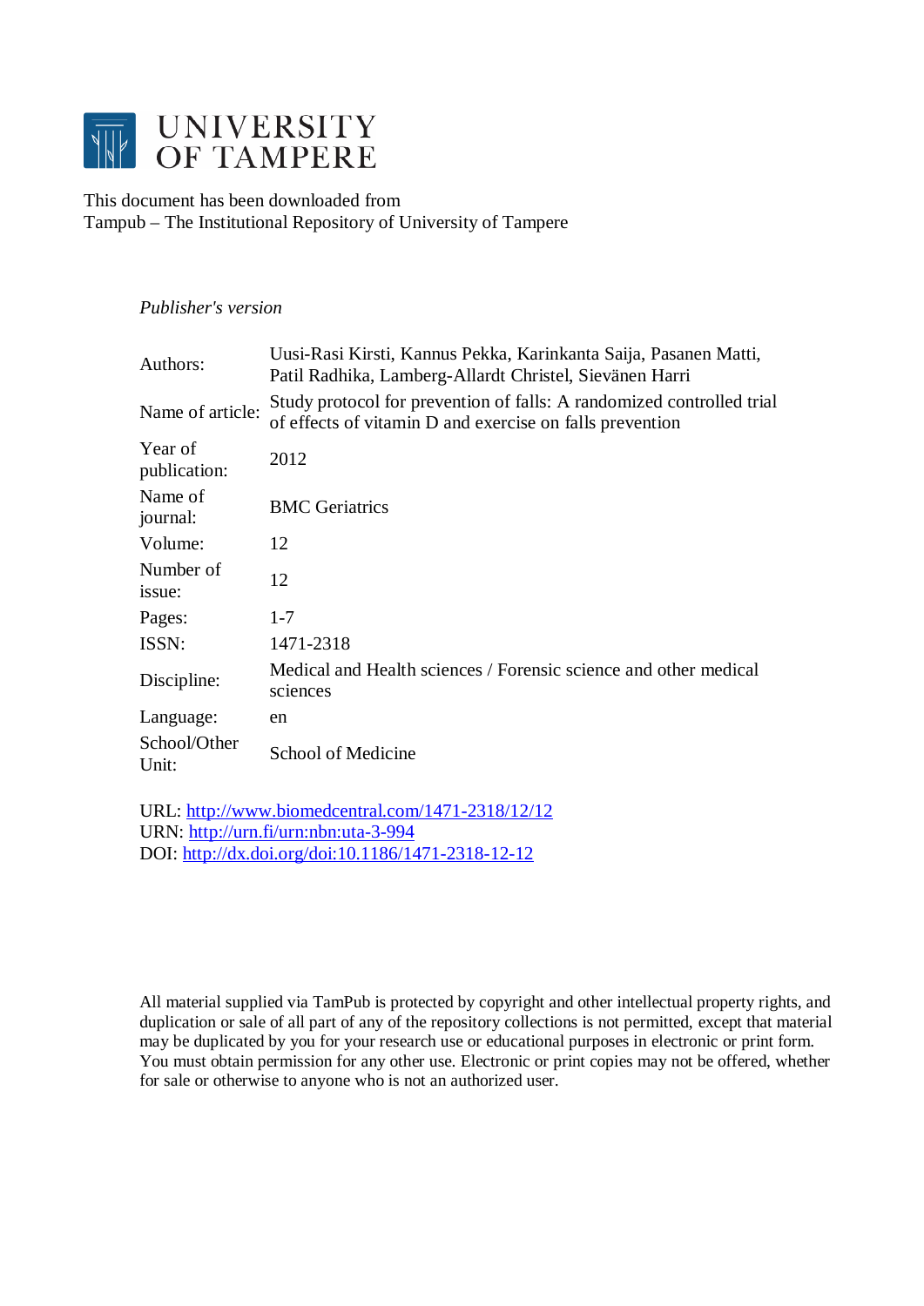# UNIVERSITY OF TAMPERE

This document has been downloaded from
Tampub – The Institutional Repository of University of Tampere

*Publisher's version*

| | |
|---|---|
| Authors: | Uusi-Rasi Kirsti, Kannus Pekka, Karinkanta Saija, Pasanen Matti, Patil Radhika, Lamberg-Allardt Christel, Sievänen Harri |
| Name of article: | Study protocol for prevention of falls: A randomized controlled trial of effects of vitamin D and exercise on falls prevention |
| Year of publication: | 2012 |
| Name of journal: | BMC Geriatrics |
| Volume: | 12 |
| Number of issue: | 12 |
| Pages: | 1-7 |
| ISSN: | 1471-2318 |
| Discipline: | Medical and Health sciences / Forensic science and other medical sciences |
| Language: | en |
| School/Other Unit: | School of Medicine |

URL: http://www.biomedcentral.com/1471-2318/12/12
URN: http://urn.fi/urn:nbn:uta-3-994
DOI: http://dx.doi.org/doi:10.1186/1471-2318-12-12

All material supplied via TamPub is protected by copyright and other intellectual property rights, and duplication or sale of all part of any of the repository collections is not permitted, except that material may be duplicated by you for your research use or educational purposes in electronic or print form. You must obtain permission for any other use. Electronic or print copies may not be offered, whether for sale or otherwise to anyone who is not an authorized user.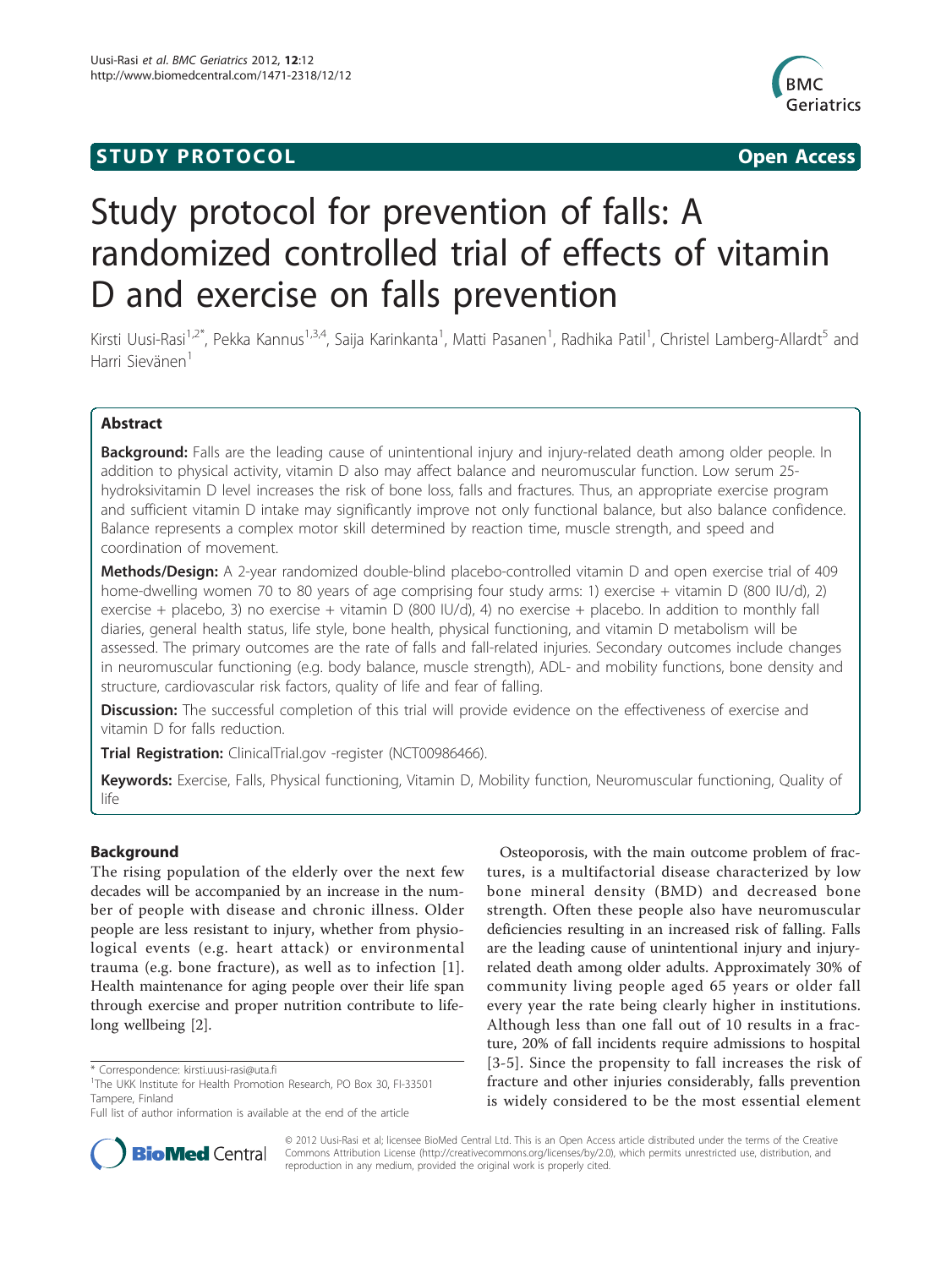# Study protocol for prevention of falls: A randomized controlled trial of effects of vitamin D and exercise on falls prevention

Kirsti Uusi-Rasi[1,2*], Pekka Kannus[1,3,4], Saija Karinkanta[1], Matti Pasanen[1], Radhika Patil[1], Christel Lamberg-Allardt[5] and Harri Sievänen[1]

## Abstract

**Background:** Falls are the leading cause of unintentional injury and injury-related death among older people. In addition to physical activity, vitamin D also may affect balance and neuromuscular function. Low serum 25-hydroksivitamin D level increases the risk of bone loss, falls and fractures. Thus, an appropriate exercise program and sufficient vitamin D intake may significantly improve not only functional balance, but also balance confidence. Balance represents a complex motor skill determined by reaction time, muscle strength, and speed and coordination of movement.

**Methods/Design:** A 2-year randomized double-blind placebo-controlled vitamin D and open exercise trial of 409 home-dwelling women 70 to 80 years of age comprising four study arms: 1) exercise + vitamin D (800 IU/d), 2) exercise + placebo, 3) no exercise + vitamin D (800 IU/d), 4) no exercise + placebo. In addition to monthly fall diaries, general health status, life style, bone health, physical functioning, and vitamin D metabolism will be assessed. The primary outcomes are the rate of falls and fall-related injuries. Secondary outcomes include changes in neuromuscular functioning (e.g. body balance, muscle strength), ADL- and mobility functions, bone density and structure, cardiovascular risk factors, quality of life and fear of falling.

**Discussion:** The successful completion of this trial will provide evidence on the effectiveness of exercise and vitamin D for falls reduction.

**Trial Registration:** ClinicalTrial.gov -register (NCT00986466).

**Keywords:** Exercise, Falls, Physical functioning, Vitamin D, Mobility function, Neuromuscular functioning, Quality of life

## Background

The rising population of the elderly over the next few decades will be accompanied by an increase in the number of people with disease and chronic illness. Older people are less resistant to injury, whether from physiological events (e.g. heart attack) or environmental trauma (e.g. bone fracture), as well as to infection [1]. Health maintenance for aging people over their life span through exercise and proper nutrition contribute to lifelong wellbeing [2].

Osteoporosis, with the main outcome problem of fractures, is a multifactorial disease characterized by low bone mineral density (BMD) and decreased bone strength. Often these people also have neuromuscular deficiencies resulting in an increased risk of falling. Falls are the leading cause of unintentional injury and injury-related death among older adults. Approximately 30% of community living people aged 65 years or older fall every year the rate being clearly higher in institutions. Although less than one fall out of 10 results in a fracture, 20% of fall incidents require admissions to hospital [3-5]. Since the propensity to fall increases the risk of fracture and other injuries considerably, falls prevention is widely considered to be the most essential element

\* Correspondence: kirsti.uusi-rasi@uta.fi

[1]The UKK Institute for Health Promotion Research, PO Box 30, FI-33501 Tampere, Finland

Full list of author information is available at the end of the article

© 2012 Uusi-Rasi et al; licensee BioMed Central Ltd. This is an Open Access article distributed under the terms of the Creative Commons Attribution License (http://creativecommons.org/licenses/by/2.0), which permits unrestricted use, distribution, and reproduction in any medium, provided the original work is properly cited.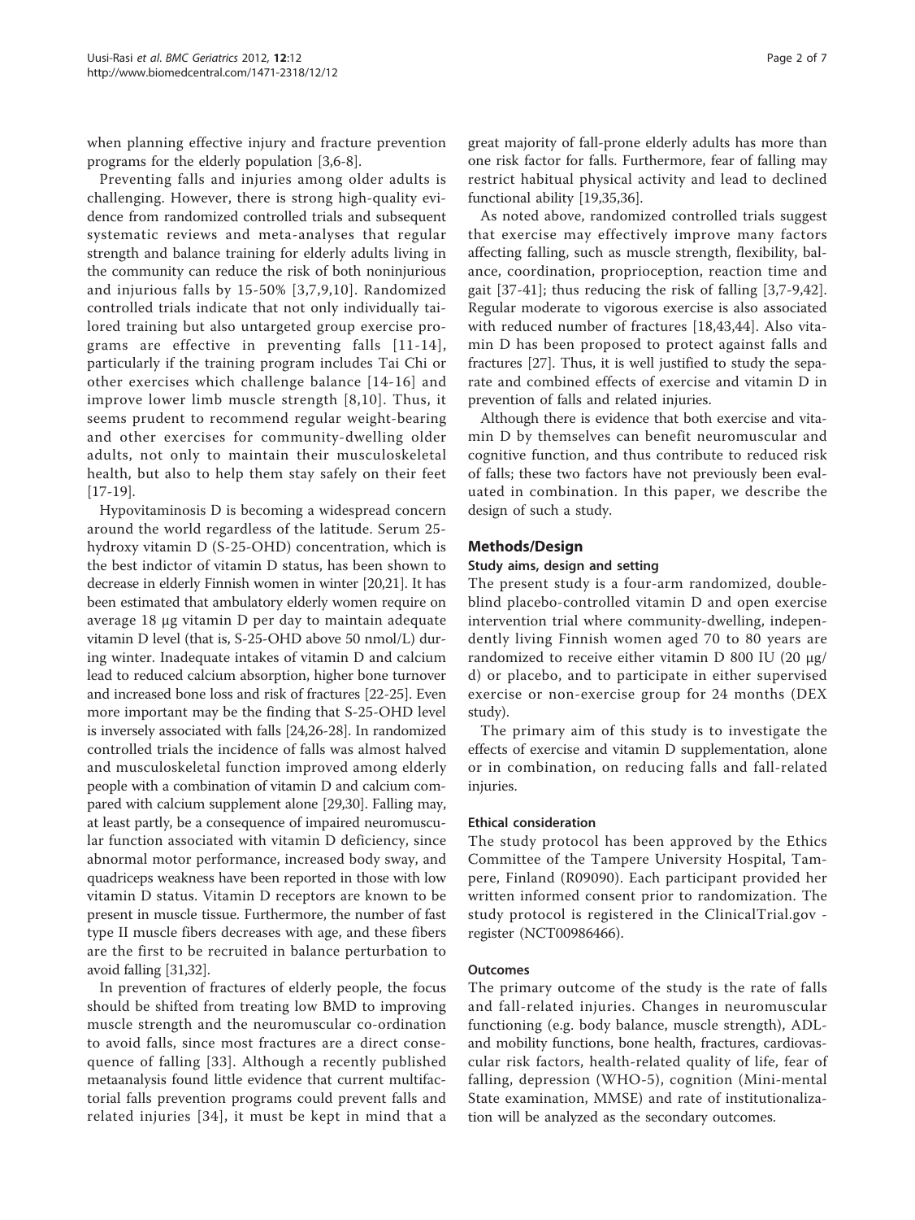when planning effective injury and fracture prevention programs for the elderly population [3,6-8].

Preventing falls and injuries among older adults is challenging. However, there is strong high-quality evidence from randomized controlled trials and subsequent systematic reviews and meta-analyses that regular strength and balance training for elderly adults living in the community can reduce the risk of both noninjurious and injurious falls by 15-50% [3,7,9,10]. Randomized controlled trials indicate that not only individually tailored training but also untargeted group exercise programs are effective in preventing falls [11-14], particularly if the training program includes Tai Chi or other exercises which challenge balance [14-16] and improve lower limb muscle strength [8,10]. Thus, it seems prudent to recommend regular weight-bearing and other exercises for community-dwelling older adults, not only to maintain their musculoskeletal health, but also to help them stay safely on their feet [17-19].

Hypovitaminosis D is becoming a widespread concern around the world regardless of the latitude. Serum 25-hydroxy vitamin D (S-25-OHD) concentration, which is the best indictor of vitamin D status, has been shown to decrease in elderly Finnish women in winter [20,21]. It has been estimated that ambulatory elderly women require on average 18 μg vitamin D per day to maintain adequate vitamin D level (that is, S-25-OHD above 50 nmol/L) during winter. Inadequate intakes of vitamin D and calcium lead to reduced calcium absorption, higher bone turnover and increased bone loss and risk of fractures [22-25]. Even more important may be the finding that S-25-OHD level is inversely associated with falls [24,26-28]. In randomized controlled trials the incidence of falls was almost halved and musculoskeletal function improved among elderly people with a combination of vitamin D and calcium compared with calcium supplement alone [29,30]. Falling may, at least partly, be a consequence of impaired neuromuscular function associated with vitamin D deficiency, since abnormal motor performance, increased body sway, and quadriceps weakness have been reported in those with low vitamin D status. Vitamin D receptors are known to be present in muscle tissue. Furthermore, the number of fast type II muscle fibers decreases with age, and these fibers are the first to be recruited in balance perturbation to avoid falling [31,32].

In prevention of fractures of elderly people, the focus should be shifted from treating low BMD to improving muscle strength and the neuromuscular co-ordination to avoid falls, since most fractures are a direct consequence of falling [33]. Although a recently published metaanalysis found little evidence that current multifactorial falls prevention programs could prevent falls and related injuries [34], it must be kept in mind that a great majority of fall-prone elderly adults has more than one risk factor for falls. Furthermore, fear of falling may restrict habitual physical activity and lead to declined functional ability [19,35,36].

As noted above, randomized controlled trials suggest that exercise may effectively improve many factors affecting falling, such as muscle strength, flexibility, balance, coordination, proprioception, reaction time and gait [37-41]; thus reducing the risk of falling [3,7-9,42]. Regular moderate to vigorous exercise is also associated with reduced number of fractures [18,43,44]. Also vitamin D has been proposed to protect against falls and fractures [27]. Thus, it is well justified to study the separate and combined effects of exercise and vitamin D in prevention of falls and related injuries.

Although there is evidence that both exercise and vitamin D by themselves can benefit neuromuscular and cognitive function, and thus contribute to reduced risk of falls; these two factors have not previously been evaluated in combination. In this paper, we describe the design of such a study.

## Methods/Design

### Study aims, design and setting

The present study is a four-arm randomized, double-blind placebo-controlled vitamin D and open exercise intervention trial where community-dwelling, independently living Finnish women aged 70 to 80 years are randomized to receive either vitamin D 800 IU (20 μg/d) or placebo, and to participate in either supervised exercise or non-exercise group for 24 months (DEX study).

The primary aim of this study is to investigate the effects of exercise and vitamin D supplementation, alone or in combination, on reducing falls and fall-related injuries.

#### Ethical consideration

The study protocol has been approved by the Ethics Committee of the Tampere University Hospital, Tampere, Finland (R09090). Each participant provided her written informed consent prior to randomization. The study protocol is registered in the ClinicalTrial.gov - register (NCT00986466).

#### Outcomes

The primary outcome of the study is the rate of falls and fall-related injuries. Changes in neuromuscular functioning (e.g. body balance, muscle strength), ADL- and mobility functions, bone health, fractures, cardiovascular risk factors, health-related quality of life, fear of falling, depression (WHO-5), cognition (Mini-mental State examination, MMSE) and rate of institutionalization will be analyzed as the secondary outcomes.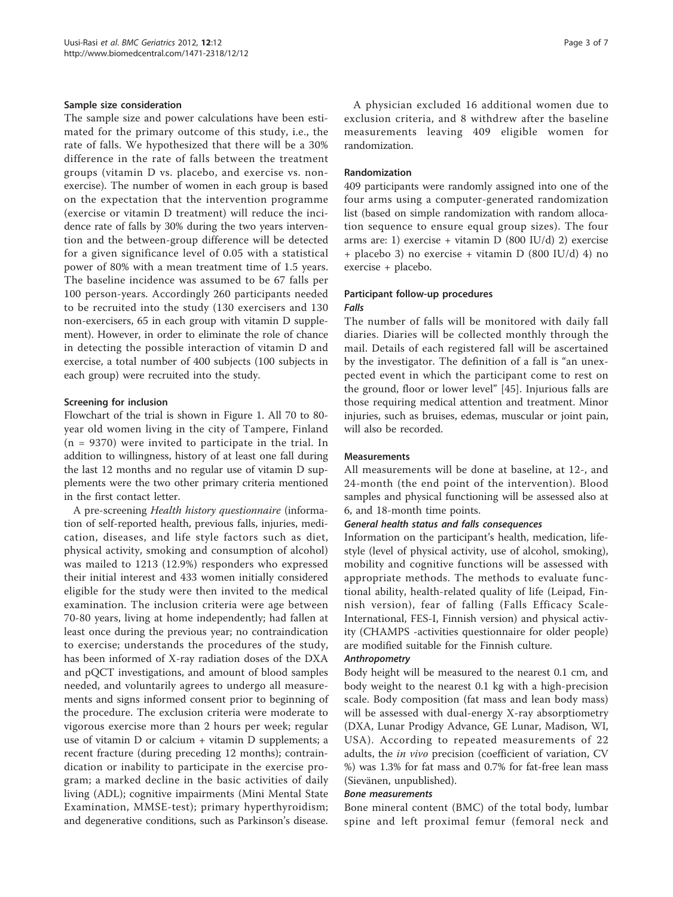### Sample size consideration

The sample size and power calculations have been estimated for the primary outcome of this study, i.e., the rate of falls. We hypothesized that there will be a 30% difference in the rate of falls between the treatment groups (vitamin D vs. placebo, and exercise vs. non-exercise). The number of women in each group is based on the expectation that the intervention programme (exercise or vitamin D treatment) will reduce the incidence rate of falls by 30% during the two years intervention and the between-group difference will be detected for a given significance level of 0.05 with a statistical power of 80% with a mean treatment time of 1.5 years. The baseline incidence was assumed to be 67 falls per 100 person-years. Accordingly 260 participants needed to be recruited into the study (130 exercisers and 130 non-exercisers, 65 in each group with vitamin D supplement). However, in order to eliminate the role of chance in detecting the possible interaction of vitamin D and exercise, a total number of 400 subjects (100 subjects in each group) were recruited into the study.

### Screening for inclusion

Flowchart of the trial is shown in Figure 1. All 70 to 80-year old women living in the city of Tampere, Finland (n = 9370) were invited to participate in the trial. In addition to willingness, history of at least one fall during the last 12 months and no regular use of vitamin D supplements were the two other primary criteria mentioned in the first contact letter.

A pre-screening *Health history questionnaire* (information of self-reported health, previous falls, injuries, medication, diseases, and life style factors such as diet, physical activity, smoking and consumption of alcohol) was mailed to 1213 (12.9%) responders who expressed their initial interest and 433 women initially considered eligible for the study were then invited to the medical examination. The inclusion criteria were age between 70-80 years, living at home independently; had fallen at least once during the previous year; no contraindication to exercise; understands the procedures of the study, has been informed of X-ray radiation doses of the DXA and pQCT investigations, and amount of blood samples needed, and voluntarily agrees to undergo all measurements and signs informed consent prior to beginning of the procedure. The exclusion criteria were moderate to vigorous exercise more than 2 hours per week; regular use of vitamin D or calcium + vitamin D supplements; a recent fracture (during preceding 12 months); contraindication or inability to participate in the exercise program; a marked decline in the basic activities of daily living (ADL); cognitive impairments (Mini Mental State Examination, MMSE-test); primary hyperthyroidism; and degenerative conditions, such as Parkinson's disease.

A physician excluded 16 additional women due to exclusion criteria, and 8 withdrew after the baseline measurements leaving 409 eligible women for randomization.

### Randomization

409 participants were randomly assigned into one of the four arms using a computer-generated randomization list (based on simple randomization with random allocation sequence to ensure equal group sizes). The four arms are: 1) exercise + vitamin D (800 IU/d) 2) exercise + placebo 3) no exercise + vitamin D (800 IU/d) 4) no exercise + placebo.

### Participant follow-up procedures

#### *Falls*

The number of falls will be monitored with daily fall diaries. Diaries will be collected monthly through the mail. Details of each registered fall will be ascertained by the investigator. The definition of a fall is "an unexpected event in which the participant come to rest on the ground, floor or lower level" [45]. Injurious falls are those requiring medical attention and treatment. Minor injuries, such as bruises, edemas, muscular or joint pain, will also be recorded.

### Measurements

All measurements will be done at baseline, at 12-, and 24-month (the end point of the intervention). Blood samples and physical functioning will be assessed also at 6, and 18-month time points.

#### *General health status and falls consequences*

Information on the participant's health, medication, lifestyle (level of physical activity, use of alcohol, smoking), mobility and cognitive functions will be assessed with appropriate methods. The methods to evaluate functional ability, health-related quality of life (Leipad, Finnish version), fear of falling (Falls Efficacy Scale-International, FES-I, Finnish version) and physical activity (CHAMPS -activities questionnaire for older people) are modified suitable for the Finnish culture.

#### *Anthropometry*

Body height will be measured to the nearest 0.1 cm, and body weight to the nearest 0.1 kg with a high-precision scale. Body composition (fat mass and lean body mass) will be assessed with dual-energy X-ray absorptiometry (DXA, Lunar Prodigy Advance, GE Lunar, Madison, WI, USA). According to repeated measurements of 22 adults, the *in vivo* precision (coefficient of variation, CV %) was 1.3% for fat mass and 0.7% for fat-free lean mass (Sievänen, unpublished).

#### *Bone measurements*

Bone mineral content (BMC) of the total body, lumbar spine and left proximal femur (femoral neck and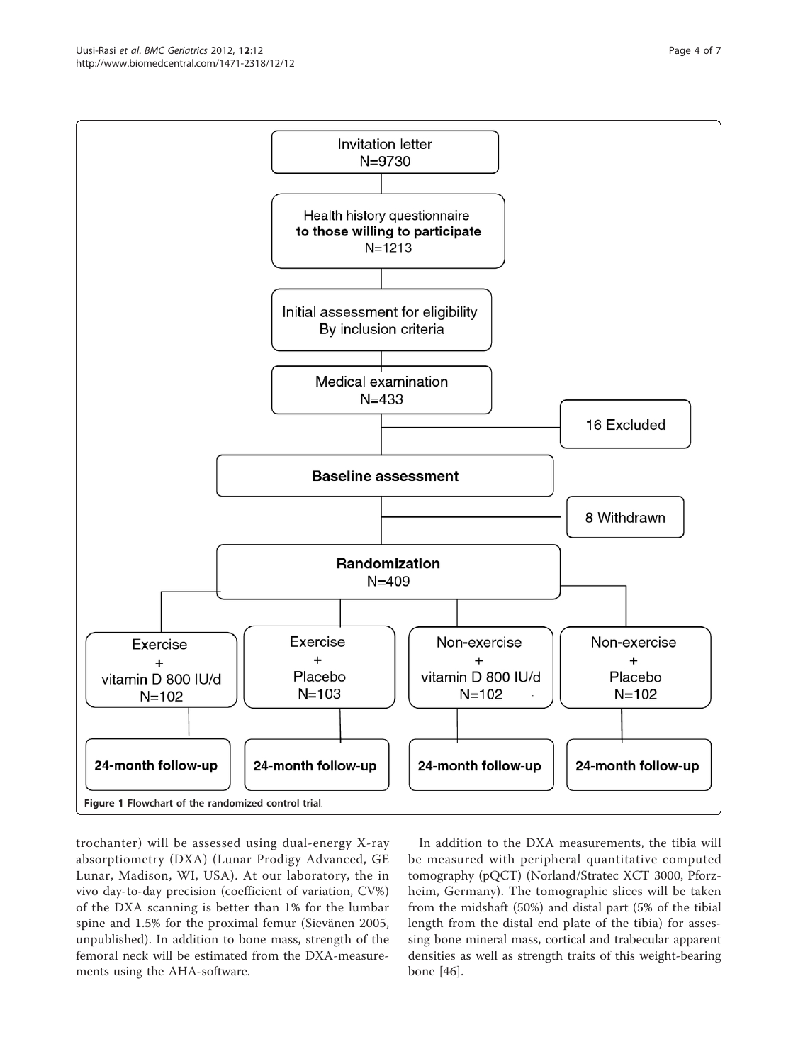Figure 1 Flowchart of the randomized control trial.

trochanter) will be assessed using dual-energy X-ray absorptiometry (DXA) (Lunar Prodigy Advanced, GE Lunar, Madison, WI, USA). At our laboratory, the in vivo day-to-day precision (coefficient of variation, CV%) of the DXA scanning is better than 1% for the lumbar spine and 1.5% for the proximal femur (Sievänen 2005, unpublished). In addition to bone mass, strength of the femoral neck will be estimated from the DXA-measurements using the AHA-software.

In addition to the DXA measurements, the tibia will be measured with peripheral quantitative computed tomography (pQCT) (Norland/Stratec XCT 3000, Pforzheim, Germany). The tomographic slices will be taken from the midshaft (50%) and distal part (5% of the tibial length from the distal end plate of the tibia) for assessing bone mineral mass, cortical and trabecular apparent densities as well as strength traits of this weight-bearing bone [46].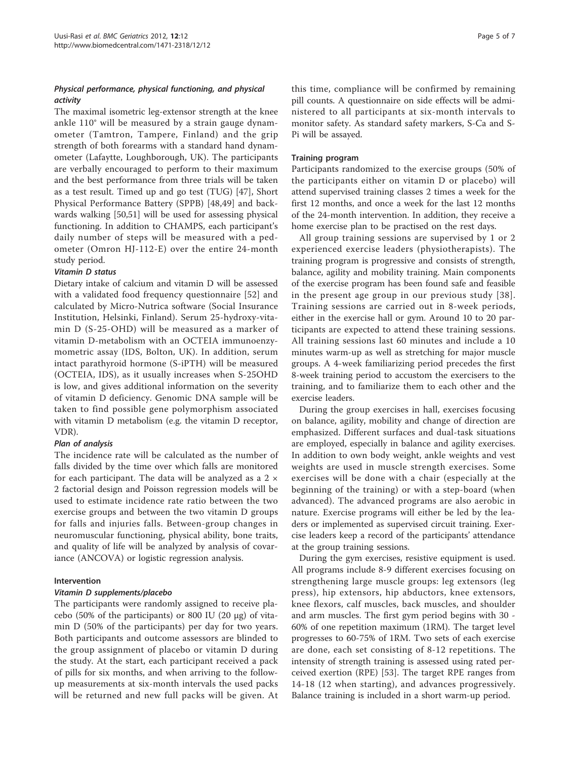#### *Physical performance, physical functioning, and physical activity*

The maximal isometric leg-extensor strength at the knee ankle 110° will be measured by a strain gauge dynamometer (Tamtron, Tampere, Finland) and the grip strength of both forearms with a standard hand dynamometer (Lafaytte, Loughborough, UK). The participants are verbally encouraged to perform to their maximum and the best performance from three trials will be taken as a test result. Timed up and go test (TUG) [47], Short Physical Performance Battery (SPPB) [48,49] and backwards walking [50,51] will be used for assessing physical functioning. In addition to CHAMPS, each participant's daily number of steps will be measured with a pedometer (Omron HJ-112-E) over the entire 24-month study period.

#### *Vitamin D status*

Dietary intake of calcium and vitamin D will be assessed with a validated food frequency questionnaire [52] and calculated by Micro-Nutrica software (Social Insurance Institution, Helsinki, Finland). Serum 25-hydroxy-vitamin D (S-25-OHD) will be measured as a marker of vitamin D-metabolism with an OCTEIA immunoenzymometric assay (IDS, Bolton, UK). In addition, serum intact parathyroid hormone (S-iPTH) will be measured (OCTEIA, IDS), as it usually increases when S-25OHD is low, and gives additional information on the severity of vitamin D deficiency. Genomic DNA sample will be taken to find possible gene polymorphism associated with vitamin D metabolism (e.g. the vitamin D receptor, VDR).

#### *Plan of analysis*

The incidence rate will be calculated as the number of falls divided by the time over which falls are monitored for each participant. The data will be analyzed as a $2 \times 2$ factorial design and Poisson regression models will be used to estimate incidence rate ratio between the two exercise groups and between the two vitamin D groups for falls and injuries falls. Between-group changes in neuromuscular functioning, physical ability, bone traits, and quality of life will be analyzed by analysis of covariance (ANCOVA) or logistic regression analysis.

### Intervention

#### *Vitamin D supplements/placebo*

The participants were randomly assigned to receive placebo (50% of the participants) or 800 IU (20 μg) of vitamin D (50% of the participants) per day for two years. Both participants and outcome assessors are blinded to the group assignment of placebo or vitamin D during the study. At the start, each participant received a pack of pills for six months, and when arriving to the follow-up measurements at six-month intervals the used packs will be returned and new full packs will be given. At this time, compliance will be confirmed by remaining pill counts. A questionnaire on side effects will be administered to all participants at six-month intervals to monitor safety. As standard safety markers, S-Ca and S-Pi will be assayed.

### Training program

Participants randomized to the exercise groups (50% of the participants either on vitamin D or placebo) will attend supervised training classes 2 times a week for the first 12 months, and once a week for the last 12 months of the 24-month intervention. In addition, they receive a home exercise plan to be practised on the rest days.

All group training sessions are supervised by 1 or 2 experienced exercise leaders (physiotherapists). The training program is progressive and consists of strength, balance, agility and mobility training. Main components of the exercise program has been found safe and feasible in the present age group in our previous study [38]. Training sessions are carried out in 8-week periods, either in the exercise hall or gym. Around 10 to 20 participants are expected to attend these training sessions. All training sessions last 60 minutes and include a 10 minutes warm-up as well as stretching for major muscle groups. A 4-week familiarizing period precedes the first 8-week training period to accustom the exercisers to the training, and to familiarize them to each other and the exercise leaders.

During the group exercises in hall, exercises focusing on balance, agility, mobility and change of direction are emphasized. Different surfaces and dual-task situations are employed, especially in balance and agility exercises. In addition to own body weight, ankle weights and vest weights are used in muscle strength exercises. Some exercises will be done with a chair (especially at the beginning of the training) or with a step-board (when advanced). The advanced programs are also aerobic in nature. Exercise programs will either be led by the leaders or implemented as supervised circuit training. Exercise leaders keep a record of the participants' attendance at the group training sessions.

During the gym exercises, resistive equipment is used. All programs include 8-9 different exercises focusing on strengthening large muscle groups: leg extensors (leg press), hip extensors, hip abductors, knee extensors, knee flexors, calf muscles, back muscles, and shoulder and arm muscles. The first gym period begins with 30 - 60% of one repetition maximum (1RM). The target level progresses to 60-75% of 1RM. Two sets of each exercise are done, each set consisting of 8-12 repetitions. The intensity of strength training is assessed using rated perceived exertion (RPE) [53]. The target RPE ranges from 14-18 (12 when starting), and advances progressively. Balance training is included in a short warm-up period.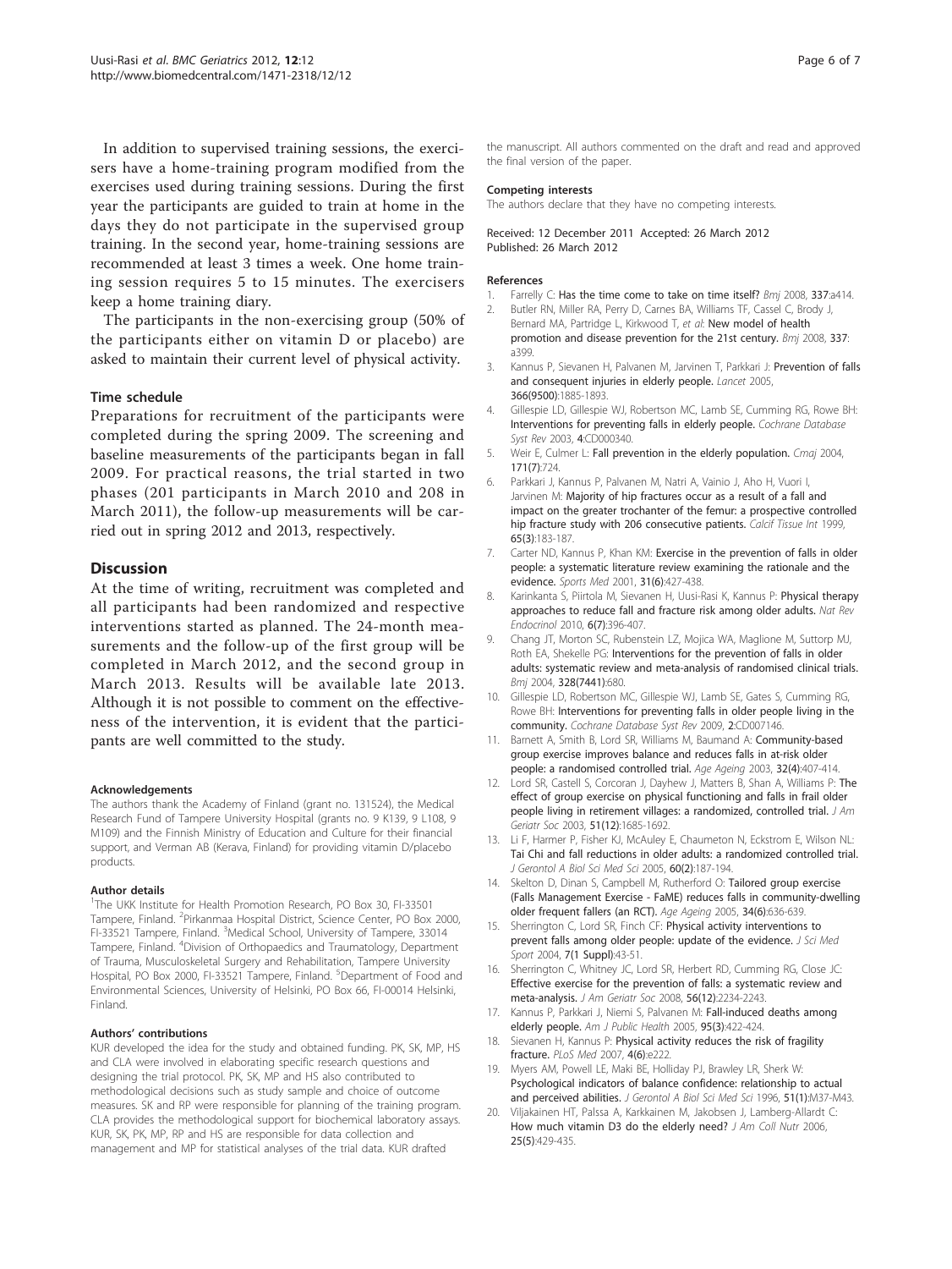In addition to supervised training sessions, the exercisers have a home-training program modified from the exercises used during training sessions. During the first year the participants are guided to train at home in the days they do not participate in the supervised group training. In the second year, home-training sessions are recommended at least 3 times a week. One home training session requires 5 to 15 minutes. The exercisers keep a home training diary.

The participants in the non-exercising group (50% of the participants either on vitamin D or placebo) are asked to maintain their current level of physical activity.

### Time schedule

Preparations for recruitment of the participants were completed during the spring 2009. The screening and baseline measurements of the participants began in fall 2009. For practical reasons, the trial started in two phases (201 participants in March 2010 and 208 in March 2011), the follow-up measurements will be carried out in spring 2012 and 2013, respectively.

## Discussion

At the time of writing, recruitment was completed and all participants had been randomized and respective interventions started as planned. The 24-month measurements and the follow-up of the first group will be completed in March 2012, and the second group in March 2013. Results will be available late 2013. Although it is not possible to comment on the effectiveness of the intervention, it is evident that the participants are well committed to the study.

#### Acknowledgements

The authors thank the Academy of Finland (grant no. 131524), the Medical Research Fund of Tampere University Hospital (grants no. 9 K139, 9 L108, 9 M109) and the Finnish Ministry of Education and Culture for their financial support, and Verman AB (Kerava, Finland) for providing vitamin D/placebo products.

#### Author details

[1]The UKK Institute for Health Promotion Research, PO Box 30, FI-33501 Tampere, Finland. [2]Pirkanmaa Hospital District, Science Center, PO Box 2000, FI-33521 Tampere, Finland. [3]Medical School, University of Tampere, 33014 Tampere, Finland. [4]Division of Orthopaedics and Traumatology, Department of Trauma, Musculoskeletal Surgery and Rehabilitation, Tampere University Hospital, PO Box 2000, FI-33521 Tampere, Finland. [5]Department of Food and Environmental Sciences, University of Helsinki, PO Box 66, FI-00014 Helsinki, Finland.

#### Authors' contributions

KUR developed the idea for the study and obtained funding. PK, SK, MP, HS and CLA were involved in elaborating specific research questions and designing the trial protocol. PK, SK, MP and HS also contributed to methodological decisions such as study sample and choice of outcome measures. SK and RP were responsible for planning of the training program. CLA provides the methodological support for biochemical laboratory assays. KUR, SK, PK, MP, RP and HS are responsible for data collection and management and MP for statistical analyses of the trial data. KUR drafted the manuscript. All authors commented on the draft and read and approved the final version of the paper.

#### Competing interests

The authors declare that they have no competing interests.

Received: 12 December 2011 Accepted: 26 March 2012
Published: 26 March 2012

#### References

1. Farrelly C: **Has the time come to take on time itself?** *Bmj* 2008, **337**:a414.
2. Butler RN, Miller RA, Perry D, Carnes BA, Williams TF, Cassel C, Brody J, Bernard MA, Partridge L, Kirkwood T, *et al*: **New model of health promotion and disease prevention for the 21st century.** *Bmj* 2008, **337**: a399.
3. Kannus P, Sievanen H, Palvanen M, Jarvinen T, Parkkari J: **Prevention of falls and consequent injuries in elderly people.** *Lancet* 2005, **366(9500)**:1885-1893.
4. Gillespie LD, Gillespie WJ, Robertson MC, Lamb SE, Cumming RG, Rowe BH: **Interventions for preventing falls in elderly people.** *Cochrane Database Syst Rev* 2003, **4**:CD000340.
5. Weir E, Culmer L: **Fall prevention in the elderly population.** *Cmaj* 2004, **171(7)**:724.
6. Parkkari J, Kannus P, Palvanen M, Natri A, Vainio J, Aho H, Vuori I, Jarvinen M: **Majority of hip fractures occur as a result of a fall and impact on the greater trochanter of the femur: a prospective controlled hip fracture study with 206 consecutive patients.** *Calcif Tissue Int* 1999, **65(3)**:183-187.
7. Carter ND, Kannus P, Khan KM: **Exercise in the prevention of falls in older people: a systematic literature review examining the rationale and the evidence.** *Sports Med* 2001, **31(6)**:427-438.
8. Karinkanta S, Piirtola M, Sievanen H, Uusi-Rasi K, Kannus P: **Physical therapy approaches to reduce fall and fracture risk among older adults.** *Nat Rev Endocrinol* 2010, **6(7)**:396-407.
9. Chang JT, Morton SC, Rubenstein LZ, Mojica WA, Maglione M, Suttorp MJ, Roth EA, Shekelle PG: **Interventions for the prevention of falls in older adults: systematic review and meta-analysis of randomised clinical trials.** *Bmj* 2004, **328(7441)**:680.
10. Gillespie LD, Robertson MC, Gillespie WJ, Lamb SE, Gates S, Cumming RG, Rowe BH: **Interventions for preventing falls in older people living in the community.** *Cochrane Database Syst Rev* 2009, **2**:CD007146.
11. Barnett A, Smith B, Lord SR, Williams M, Baumand A: **Community-based group exercise improves balance and reduces falls in at-risk older people: a randomised controlled trial.** *Age Ageing* 2003, **32(4)**:407-414.
12. Lord SR, Castell S, Corcoran J, Dayhew J, Matters B, Shan A, Williams P: **The effect of group exercise on physical functioning and falls in frail older people living in retirement villages: a randomized, controlled trial.** *J Am Geriatr Soc* 2003, **51(12)**:1685-1692.
13. Li F, Harmer P, Fisher KJ, McAuley E, Chaumeton N, Eckstrom E, Wilson NL: **Tai Chi and fall reductions in older adults: a randomized controlled trial.** *J Gerontol A Biol Sci Med Sci* 2005, **60(2)**:187-194.
14. Skelton D, Dinan S, Campbell M, Rutherford O: **Tailored group exercise (Falls Management Exercise - FaME) reduces falls in community-dwelling older frequent fallers (an RCT).** *Age Ageing* 2005, **34(6)**:636-639.
15. Sherrington C, Lord SR, Finch CF: **Physical activity interventions to prevent falls among older people: update of the evidence.** *J Sci Med Sport* 2004, **7(1 Suppl)**:43-51.
16. Sherrington C, Whitney JC, Lord SR, Herbert RD, Cumming RG, Close JC: **Effective exercise for the prevention of falls: a systematic review and meta-analysis.** *J Am Geriatr Soc* 2008, **56(12)**:2234-2243.
17. Kannus P, Parkkari J, Niemi S, Palvanen M: **Fall-induced deaths among elderly people.** *Am J Public Health* 2005, **95(3)**:422-424.
18. Sievanen H, Kannus P: **Physical activity reduces the risk of fragility fracture.** *PLoS Med* 2007, **4(6)**:e222.
19. Myers AM, Powell LE, Maki BE, Holliday PJ, Brawley LR, Sherk W: **Psychological indicators of balance confidence: relationship to actual and perceived abilities.** *J Gerontol A Biol Sci Med Sci* 1996, **51(1)**:M37-M43.
20. Viljakainen HT, Palssa A, Karkkainen M, Jakobsen J, Lamberg-Allardt C: **How much vitamin D3 do the elderly need?** *J Am Coll Nutr* 2006, **25(5)**:429-435.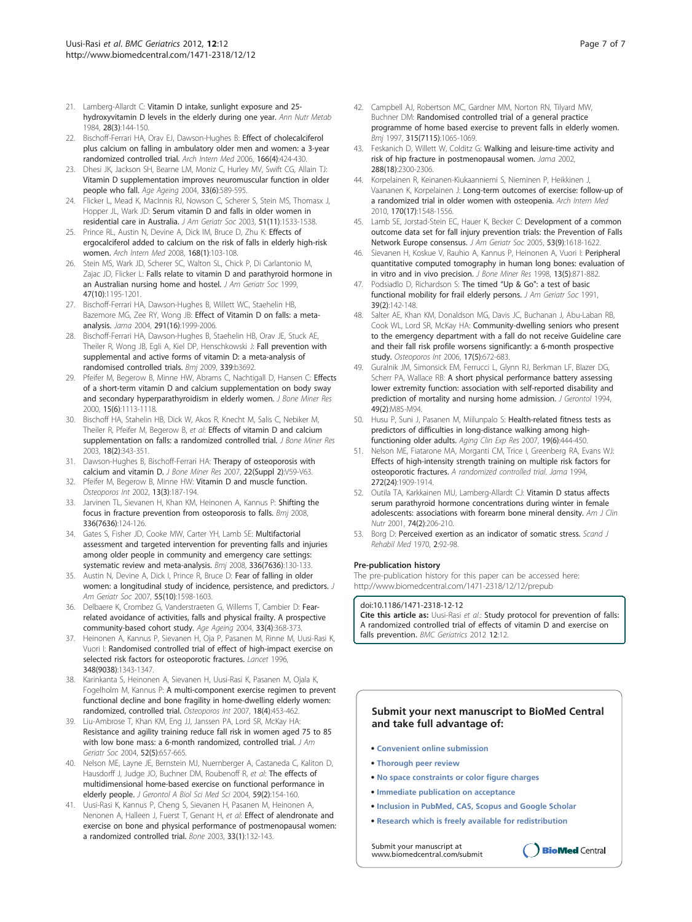21. Lamberg-Allardt C: **Vitamin D intake, sunlight exposure and 25-hydroxyvitamin D levels in the elderly during one year.** *Ann Nutr Metab* 1984, **28(3)**:144-150.
22. Bischoff-Ferrari HA, Orav EJ, Dawson-Hughes B: **Effect of cholecalciferol plus calcium on falling in ambulatory older men and women: a 3-year randomized controlled trial.** *Arch Intern Med* 2006, **166(4)**:424-430.
23. Dhesi JK, Jackson SH, Bearne LM, Moniz C, Hurley MV, Swift CG, Allain TJ: **Vitamin D supplementation improves neuromuscular function in older people who fall.** *Age Ageing* 2004, **33(6)**:589-595.
24. Flicker L, Mead K, MacInnis RJ, Nowson C, Scherer S, Stein MS, Thomasx J, Hopper JL, Wark JD: **Serum vitamin D and falls in older women in residential care in Australia.** *J Am Geriatr Soc* 2003, **51(11)**:1533-1538.
25. Prince RL, Austin N, Devine A, Dick IM, Bruce D, Zhu K: **Effects of ergocalciferol added to calcium on the risk of falls in elderly high-risk women.** *Arch Intern Med* 2008, **168(1)**:103-108.
26. Stein MS, Wark JD, Scherer SC, Walton SL, Chick P, Di Carlantonio M, Zajac JD, Flicker L: **Falls relate to vitamin D and parathyroid hormone in an Australian nursing home and hostel.** *J Am Geriatr Soc* 1999, **47(10)**:1195-1201.
27. Bischoff-Ferrari HA, Dawson-Hughes B, Willett WC, Staehelin HB, Bazemore MG, Zee RY, Wong JB: **Effect of Vitamin D on falls: a meta-analysis.** *Jama* 2004, **291(16)**:1999-2006.
28. Bischoff-Ferrari HA, Dawson-Hughes B, Staehelin HB, Orav JE, Stuck AE, Theiler R, Wong JB, Egli A, Kiel DP, Henschkowski J: **Fall prevention with supplemental and active forms of vitamin D: a meta-analysis of randomised controlled trials.** *Bmj* 2009, **339**:b3692.
29. Pfeifer M, Begerow B, Minne HW, Abrams C, Nachtigall D, Hansen C: **Effects of a short-term vitamin D and calcium supplementation on body sway and secondary hyperparathyroidism in elderly women.** *J Bone Miner Res* 2000, **15(6)**:1113-1118.
30. Bischoff HA, Stahelin HB, Dick W, Akos R, Knecht M, Salis C, Nebiker M, Theiler R, Pfeifer M, Begerow B, *et al*: **Effects of vitamin D and calcium supplementation on falls: a randomized controlled trial.** *J Bone Miner Res* 2003, **18(2)**:343-351.
31. Dawson-Hughes B, Bischoff-Ferrari HA: **Therapy of osteoporosis with calcium and vitamin D.** *J Bone Miner Res* 2007, **22(Suppl 2)**:V59-V63.
32. Pfeifer M, Begerow B, Minne HW: **Vitamin D and muscle function.** *Osteoporos Int* 2002, **13(3)**:187-194.
33. Jarvinen TL, Sievanen H, Khan KM, Heinonen A, Kannus P: **Shifting the focus in fracture prevention from osteoporosis to falls.** *Bmj* 2008, **336(7636)**:124-126.
34. Gates S, Fisher JD, Cooke MW, Carter YH, Lamb SE: **Multifactorial assessment and targeted intervention for preventing falls and injuries among older people in community and emergency care settings: systematic review and meta-analysis.** *Bmj* 2008, **336(7636)**:130-133.
35. Austin N, Devine A, Dick I, Prince R, Bruce D: **Fear of falling in older women: a longitudinal study of incidence, persistence, and predictors.** *J Am Geriatr Soc* 2007, **55(10)**:1598-1603.
36. Delbaere K, Crombez G, Vanderstraeten G, Willems T, Cambier D: **Fear-related avoidance of activities, falls and physical frailty. A prospective community-based cohort study.** *Age Ageing* 2004, **33(4)**:368-373.
37. Heinonen A, Kannus P, Sievanen H, Oja P, Pasanen M, Rinne M, Uusi-Rasi K, Vuori I: **Randomised controlled trial of effect of high-impact exercise on selected risk factors for osteoporotic fractures.** *Lancet* 1996, **348(9038)**:1343-1347.
38. Karinkanta S, Heinonen A, Sievanen H, Uusi-Rasi K, Pasanen M, Ojala K, Fogelholm M, Kannus P: **A multi-component exercise regimen to prevent functional decline and bone fragility in home-dwelling elderly women: randomized, controlled trial.** *Osteoporos Int* 2007, **18(4)**:453-462.
39. Liu-Ambrose T, Khan KM, Eng JJ, Janssen PA, Lord SR, McKay HA: **Resistance and agility training reduce fall risk in women aged 75 to 85 with low bone mass: a 6-month randomized, controlled trial.** *J Am Geriatr Soc* 2004, **52(5)**:657-665.
40. Nelson ME, Layne JE, Bernstein MJ, Nuernberger A, Castaneda C, Kaliton D, Hausdorff J, Judge JO, Buchner DM, Roubenoff R, *et al*: **The effects of multidimensional home-based exercise on functional performance in elderly people.** *J Gerontol A Biol Sci Med Sci* 2004, **59(2)**:154-160.
41. Uusi-Rasi K, Kannus P, Cheng S, Sievanen H, Pasanen M, Heinonen A, Nenonen A, Halleen J, Fuerst T, Genant H, *et al*: **Effect of alendronate and exercise on bone and physical performance of postmenopausal women: a randomized controlled trial.** *Bone* 2003, **33(1)**:132-143.
42. Campbell AJ, Robertson MC, Gardner MM, Norton RN, Tilyard MW, Buchner DM: **Randomised controlled trial of a general practice programme of home based exercise to prevent falls in elderly women.** *Bmj* 1997, **315(7115)**:1065-1069.
43. Feskanich D, Willett W, Colditz G: **Walking and leisure-time activity and risk of hip fracture in postmenopausal women.** *Jama* 2002, **288(18)**:2300-2306.
44. Korpelainen R, Keinanen-Kiukaanniemi S, Nieminen P, Heikkinen J, Vaananen K, Korpelainen J: **Long-term outcomes of exercise: follow-up of a randomized trial in older women with osteopenia.** *Arch Intern Med* 2010, **170(17)**:1548-1556.
45. Lamb SE, Jorstad-Stein EC, Hauer K, Becker C: **Development of a common outcome data set for fall injury prevention trials: the Prevention of Falls Network Europe consensus.** *J Am Geriatr Soc* 2005, **53(9)**:1618-1622.
46. Sievanen H, Koskue V, Rauhio A, Kannus P, Heinonen A, Vuori I: **Peripheral quantitative computed tomography in human long bones: evaluation of in vitro and in vivo precision.** *J Bone Miner Res* 1998, **13(5)**:871-882.
47. Podsiadlo D, Richardson S: **The timed "Up & Go": a test of basic functional mobility for frail elderly persons.** *J Am Geriatr Soc* 1991, **39(2)**:142-148.
48. Salter AE, Khan KM, Donaldson MG, Davis JC, Buchanan J, Abu-Laban RB, Cook WL, Lord SR, McKay HA: **Community-dwelling seniors who present to the emergency department with a fall do not receive Guideline care and their fall risk profile worsens significantly: a 6-month prospective study.** *Osteoporos Int* 2006, **17(5)**:672-683.
49. Guralnik JM, Simonsick EM, Ferrucci L, Glynn RJ, Berkman LF, Blazer DG, Scherr PA, Wallace RB: **A short physical performance battery assessing lower extremity function: association with self-reported disability and prediction of mortality and nursing home admission.** *J Gerontol* 1994, **49(2)**:M85-M94.
50. Husu P, Suni J, Pasanen M, Miilunpalo S: **Health-related fitness tests as predictors of difficulties in long-distance walking among high-functioning older adults.** *Aging Clin Exp Res* 2007, **19(6)**:444-450.
51. Nelson ME, Fiatarone MA, Morganti CM, Trice I, Greenberg RA, Evans WJ: **Effects of high-intensity strength training on multiple risk factors for osteoporotic fractures.** *A randomized controlled trial. Jama* 1994, **272(24)**:1909-1914.
52. Outila TA, Karkkainen MU, Lamberg-Allardt CJ: **Vitamin D status affects serum parathyroid hormone concentrations during winter in female adolescents: associations with forearm bone mineral density.** *Am J Clin Nutr* 2001, **74(2)**:206-210.
53. Borg D: **Perceived exertion as an indicator of somatic stress.** *Scand J Rehabil Med* 1970, **2**:92-98.

### Pre-publication history

The pre-publication history for this paper can be accessed here:
http://www.biomedcentral.com/1471-2318/12/12/prepub

doi:10.1186/1471-2318-12-12

**Cite this article as:** Uusi-Rasi *et al.*: Study protocol for prevention of falls: A randomized controlled trial of effects of vitamin D and exercise on falls prevention. *BMC Geriatrics* 2012 **12**:12.

**Submit your next manuscript to BioMed Central and take full advantage of:**

- **Convenient online submission**
- **Thorough peer review**
- **No space constraints or color figure charges**
- **Immediate publication on acceptance**
- **Inclusion in PubMed, CAS, Scopus and Google Scholar**
- **Research which is freely available for redistribution**

Submit your manuscript at www.biomedcentral.com/submit

BioMed Central